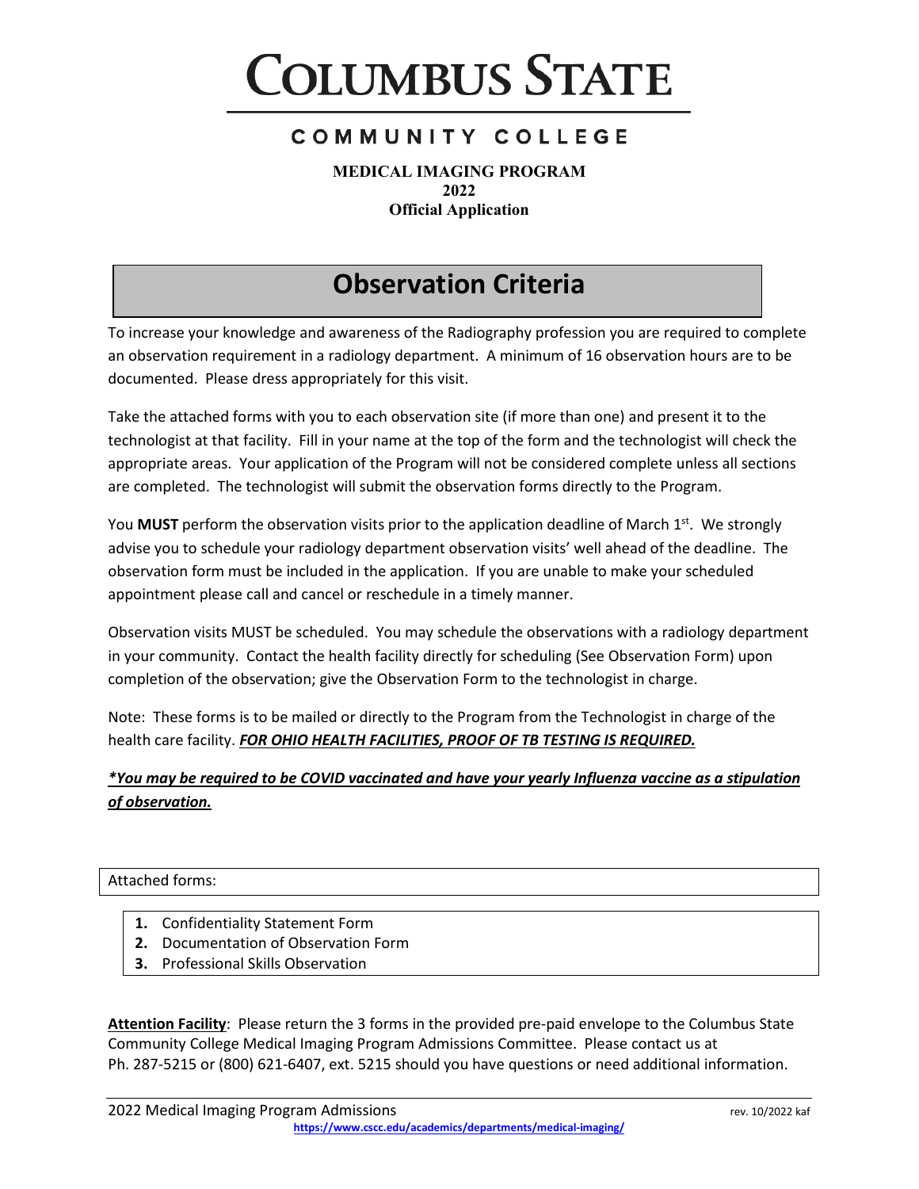# COLUMBUS STATE

## COMMUNITY COLLEGE

**MEDICAL IMAGING PROGRAM**
**2022**
**Official Application**

## Observation Criteria

To increase your knowledge and awareness of the Radiography profession you are required to complete an observation requirement in a radiology department. A minimum of 16 observation hours are to be documented. Please dress appropriately for this visit.

Take the attached forms with you to each observation site (if more than one) and present it to the technologist at that facility. Fill in your name at the top of the form and the technologist will check the appropriate areas. Your application of the Program will not be considered complete unless all sections are completed. The technologist will submit the observation forms directly to the Program.

You **MUST** perform the observation visits prior to the application deadline of March 1st. We strongly advise you to schedule your radiology department observation visits' well ahead of the deadline. The observation form must be included in the application. If you are unable to make your scheduled appointment please call and cancel or reschedule in a timely manner.

Observation visits MUST be scheduled. You may schedule the observations with a radiology department in your community. Contact the health facility directly for scheduling (See Observation Form) upon completion of the observation; give the Observation Form to the technologist in charge.

Note: These forms is to be mailed or directly to the Program from the Technologist in charge of the health care facility. ***FOR OHIO HEALTH FACILITIES, PROOF OF TB TESTING IS REQUIRED.***

***\*You may be required to be COVID vaccinated and have your yearly Influenza vaccine as a stipulation of observation.***

Attached forms:

1. Confidentiality Statement Form
2. Documentation of Observation Form
3. Professional Skills Observation

**Attention Facility**: Please return the 3 forms in the provided pre-paid envelope to the Columbus State Community College Medical Imaging Program Admissions Committee. Please contact us at Ph. 287-5215 or (800) 621-6407, ext. 5215 should you have questions or need additional information.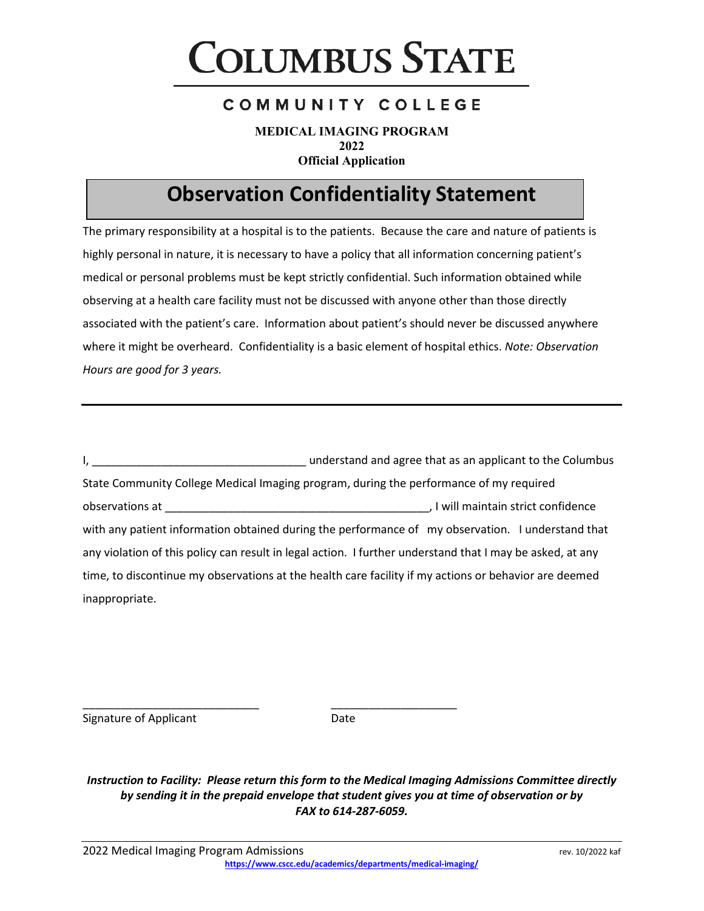# COLUMBUS STATE

## COMMUNITY COLLEGE

**MEDICAL IMAGING PROGRAM**
**2022**
**Official Application**

## Observation Confidentiality Statement

The primary responsibility at a hospital is to the patients. Because the care and nature of patients is highly personal in nature, it is necessary to have a policy that all information concerning patient's medical or personal problems must be kept strictly confidential. Such information obtained while observing at a health care facility must not be discussed with anyone other than those directly associated with the patient's care. Information about patient's should never be discussed anywhere where it might be overheard. Confidentiality is a basic element of hospital ethics. *Note: Observation Hours are good for 3 years.*

---

I, _________________________________ understand and agree that as an applicant to the Columbus State Community College Medical Imaging program, during the performance of my required observations at __________________________________________, I will maintain strict confidence with any patient information obtained during the performance of my observation. I understand that any violation of this policy can result in legal action. I further understand that I may be asked, at any time, to discontinue my observations at the health care facility if my actions or behavior are deemed inappropriate.

____________________________ ____________________

Signature of Applicant Date

***Instruction to Facility: Please return this form to the Medical Imaging Admissions Committee directly by sending it in the prepaid envelope that student gives you at time of observation or by FAX to 614-287-6059.***

2022 Medical Imaging Program Admissions rev. 10/2022 kaf

https://www.cscc.edu/academics/departments/medical-imaging/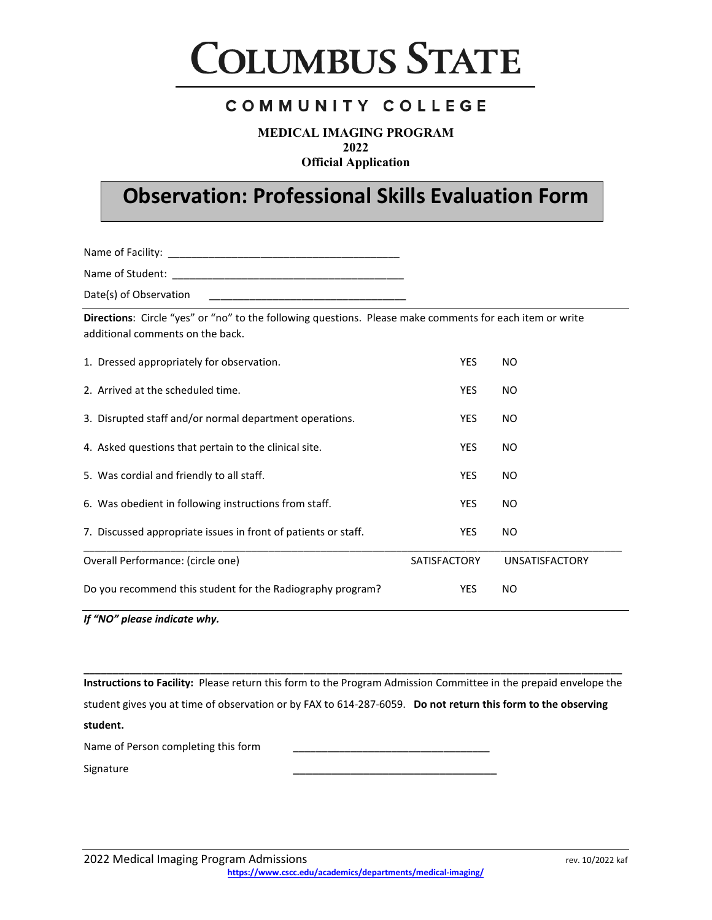# COLUMBUS STATE

## COMMUNITY COLLEGE

**MEDICAL IMAGING PROGRAM**
**2022**
**Official Application**

## Observation: Professional Skills Evaluation Form

Name of Facility: ________________________________________

Name of Student: ________________________________________

Date(s) of Observation ________________________________

**Directions**: Circle "yes" or "no" to the following questions. Please make comments for each item or write additional comments on the back.

| | | |
|---|---|---|
| 1. Dressed appropriately for observation. | YES | NO |
| 2. Arrived at the scheduled time. | YES | NO |
| 3. Disrupted staff and/or normal department operations. | YES | NO |
| 4. Asked questions that pertain to the clinical site. | YES | NO |
| 5. Was cordial and friendly to all staff. | YES | NO |
| 6. Was obedient in following instructions from staff. | YES | NO |
| 7. Discussed appropriate issues in front of patients or staff. | YES | NO |
| Overall Performance: (circle one) | SATISFACTORY | UNSATISFACTORY |
| Do you recommend this student for the Radiography program? | YES | NO |

***If "NO" please indicate why.***

**Instructions to Facility:** Please return this form to the Program Admission Committee in the prepaid envelope the student gives you at time of observation or by FAX to 614-287-6059. **Do not return this form to the observing student.**

Name of Person completing this form ________________________________

Signature ________________________________

2022 Medical Imaging Program Admissions rev. 10/2022 kaf

https://www.cscc.edu/academics/departments/medical-imaging/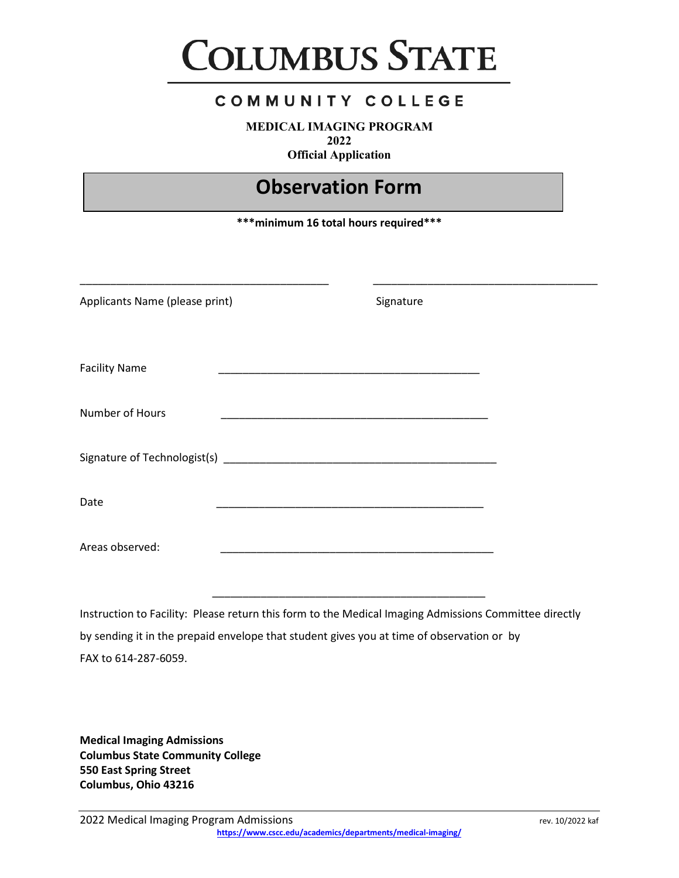# COLUMBUS STATE

## COMMUNITY COLLEGE

**MEDICAL IMAGING PROGRAM**
**2022**
**Official Application**

## Observation Form

**\*\*\*minimum 16 total hours required\*\*\***

\_\_\_\_\_\_\_\_\_\_\_\_\_\_\_\_\_\_\_\_\_\_\_\_\_\_\_\_\_\_\_\_\_\_\_\_\_\_\_\_ \_\_\_\_\_\_\_\_\_\_\_\_\_\_\_\_\_\_\_\_\_\_\_\_\_\_\_\_\_\_\_\_\_\_\_\_\_\_

Applicants Name (please print) Signature

Facility Name \_\_\_\_\_\_\_\_\_\_\_\_\_\_\_\_\_\_\_\_\_\_\_\_\_\_\_\_\_\_\_\_\_\_\_\_\_\_\_\_\_\_\_\_

Number of Hours \_\_\_\_\_\_\_\_\_\_\_\_\_\_\_\_\_\_\_\_\_\_\_\_\_\_\_\_\_\_\_\_\_\_\_\_\_\_\_\_\_\_\_\_

Signature of Technologist(s) \_\_\_\_\_\_\_\_\_\_\_\_\_\_\_\_\_\_\_\_\_\_\_\_\_\_\_\_\_\_\_\_\_\_\_\_\_\_\_\_\_\_\_\_

Date \_\_\_\_\_\_\_\_\_\_\_\_\_\_\_\_\_\_\_\_\_\_\_\_\_\_\_\_\_\_\_\_\_\_\_\_\_\_\_\_\_\_\_\_

Areas observed: \_\_\_\_\_\_\_\_\_\_\_\_\_\_\_\_\_\_\_\_\_\_\_\_\_\_\_\_\_\_\_\_\_\_\_\_\_\_\_\_\_\_\_\_

\_\_\_\_\_\_\_\_\_\_\_\_\_\_\_\_\_\_\_\_\_\_\_\_\_\_\_\_\_\_\_\_\_\_\_\_\_\_\_\_\_\_\_\_

Instruction to Facility: Please return this form to the Medical Imaging Admissions Committee directly by sending it in the prepaid envelope that student gives you at time of observation or by FAX to 614-287-6059.

**Medical Imaging Admissions**
**Columbus State Community College**
**550 East Spring Street**
**Columbus, Ohio 43216**

2022 Medical Imaging Program Admissions rev. 10/2022 kaf
https://www.cscc.edu/academics/departments/medical-imaging/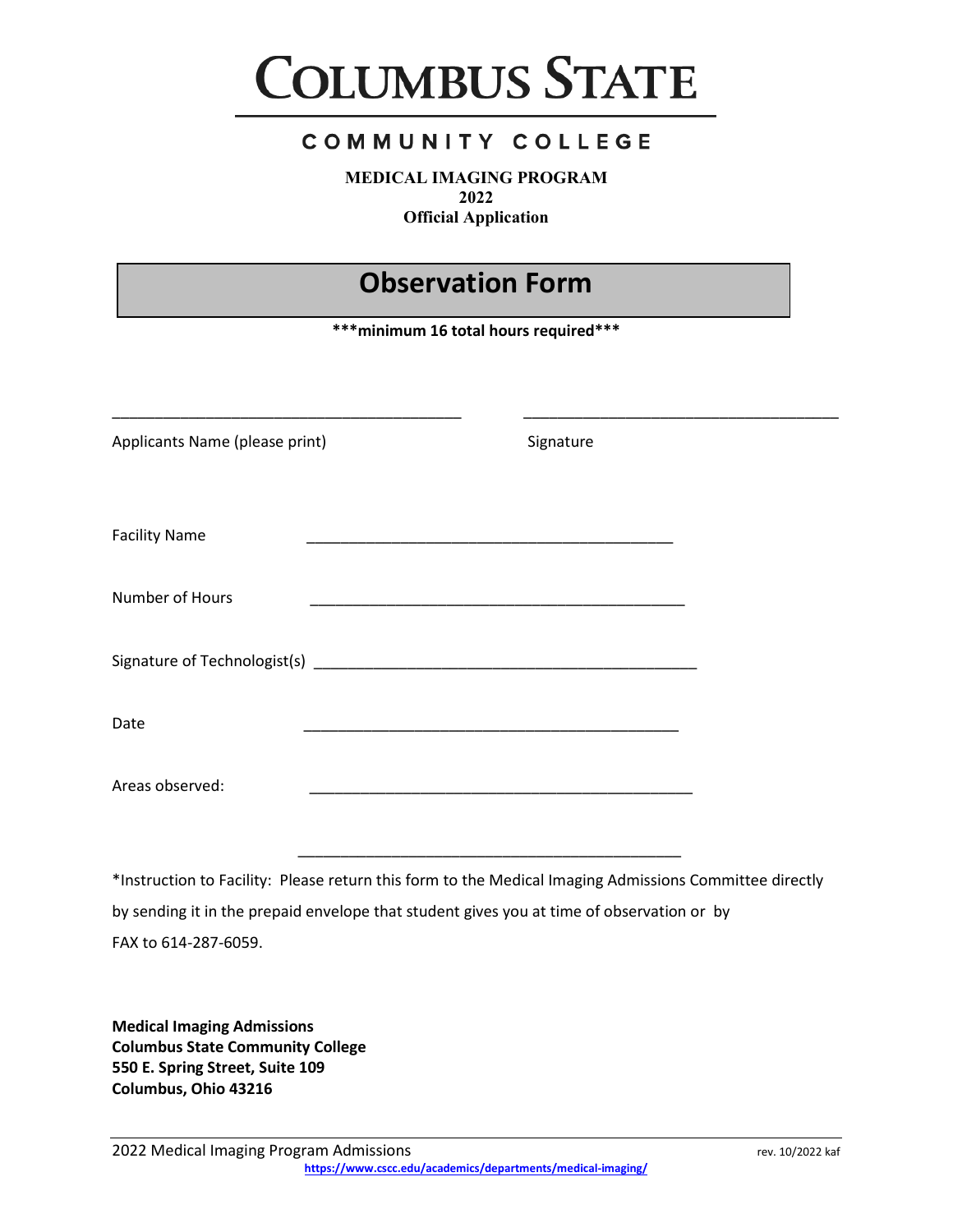# COLUMBUS STATE

## COMMUNITY COLLEGE

**MEDICAL IMAGING PROGRAM**
**2022**
**Official Application**

## Observation Form

**\*\*\*minimum 16 total hours required\*\*\***

\_\_\_\_\_\_\_\_\_\_\_\_\_\_\_\_\_\_\_\_\_\_\_\_\_\_\_\_\_\_\_\_\_\_\_\_\_\_\_\_ \_\_\_\_\_\_\_\_\_\_\_\_\_\_\_\_\_\_\_\_\_\_\_\_\_\_\_\_\_\_\_\_\_\_\_\_\_\_\_\_

Applicants Name (please print) Signature

Facility Name \_\_\_\_\_\_\_\_\_\_\_\_\_\_\_\_\_\_\_\_\_\_\_\_\_\_\_\_\_\_\_\_\_\_\_\_\_\_\_\_\_\_\_\_

Number of Hours \_\_\_\_\_\_\_\_\_\_\_\_\_\_\_\_\_\_\_\_\_\_\_\_\_\_\_\_\_\_\_\_\_\_\_\_\_\_\_\_\_\_\_\_

Signature of Technologist(s) \_\_\_\_\_\_\_\_\_\_\_\_\_\_\_\_\_\_\_\_\_\_\_\_\_\_\_\_\_\_\_\_\_\_\_\_\_\_\_\_\_\_\_\_

Date \_\_\_\_\_\_\_\_\_\_\_\_\_\_\_\_\_\_\_\_\_\_\_\_\_\_\_\_\_\_\_\_\_\_\_\_\_\_\_\_\_\_\_\_

Areas observed: \_\_\_\_\_\_\_\_\_\_\_\_\_\_\_\_\_\_\_\_\_\_\_\_\_\_\_\_\_\_\_\_\_\_\_\_\_\_\_\_\_\_\_\_

\_\_\_\_\_\_\_\_\_\_\_\_\_\_\_\_\_\_\_\_\_\_\_\_\_\_\_\_\_\_\_\_\_\_\_\_\_\_\_\_\_\_\_\_

*Instruction to Facility: Please return this form to the Medical Imaging Admissions Committee directly by sending it in the prepaid envelope that student gives you at time of observation or by FAX to 614-287-6059.

**Medical Imaging Admissions**
**Columbus State Community College**
**550 E. Spring Street, Suite 109**
**Columbus, Ohio 43216**

2022 Medical Imaging Program Admissions rev. 10/2022 kaf

https://www.cscc.edu/academics/departments/medical-imaging/